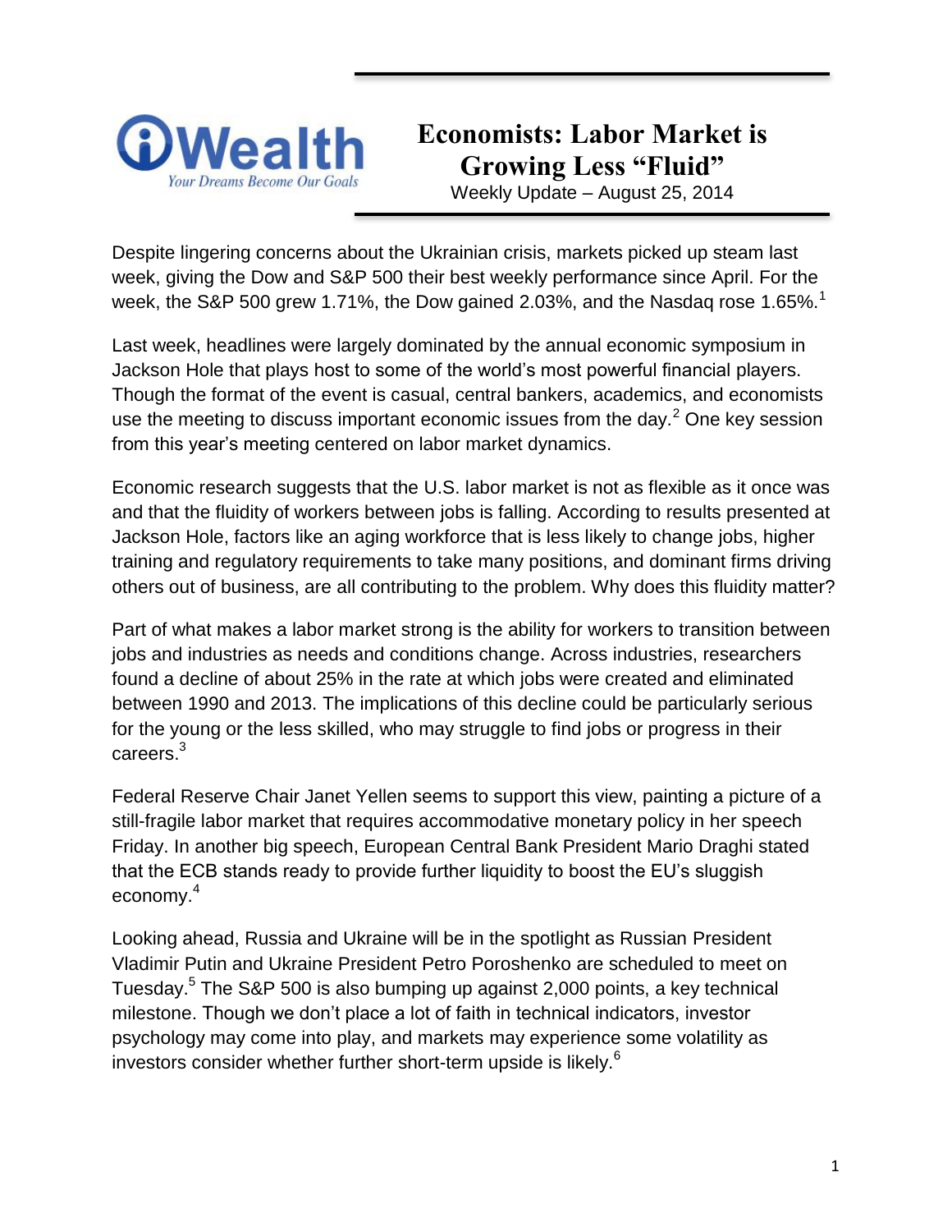iWealth

*Your Dreams Become Our Goals*

# Economists: Labor Market is Growing Less "Fluid"

Weekly Update – August 25, 2014

Despite lingering concerns about the Ukrainian crisis, markets picked up steam last week, giving the Dow and S&P 500 their best weekly performance since April. For the week, the S&P 500 grew 1.71%, the Dow gained 2.03%, and the Nasdaq rose 1.65%.[1]

Last week, headlines were largely dominated by the annual economic symposium in Jackson Hole that plays host to some of the world's most powerful financial players. Though the format of the event is casual, central bankers, academics, and economists use the meeting to discuss important economic issues from the day.[2] One key session from this year's meeting centered on labor market dynamics.

Economic research suggests that the U.S. labor market is not as flexible as it once was and that the fluidity of workers between jobs is falling. According to results presented at Jackson Hole, factors like an aging workforce that is less likely to change jobs, higher training and regulatory requirements to take many positions, and dominant firms driving others out of business, are all contributing to the problem. Why does this fluidity matter?

Part of what makes a labor market strong is the ability for workers to transition between jobs and industries as needs and conditions change. Across industries, researchers found a decline of about 25% in the rate at which jobs were created and eliminated between 1990 and 2013. The implications of this decline could be particularly serious for the young or the less skilled, who may struggle to find jobs or progress in their careers.[3]

Federal Reserve Chair Janet Yellen seems to support this view, painting a picture of a still-fragile labor market that requires accommodative monetary policy in her speech Friday. In another big speech, European Central Bank President Mario Draghi stated that the ECB stands ready to provide further liquidity to boost the EU's sluggish economy.[4]

Looking ahead, Russia and Ukraine will be in the spotlight as Russian President Vladimir Putin and Ukraine President Petro Poroshenko are scheduled to meet on Tuesday.[5] The S&P 500 is also bumping up against 2,000 points, a key technical milestone. Though we don't place a lot of faith in technical indicators, investor psychology may come into play, and markets may experience some volatility as investors consider whether further short-term upside is likely.[6]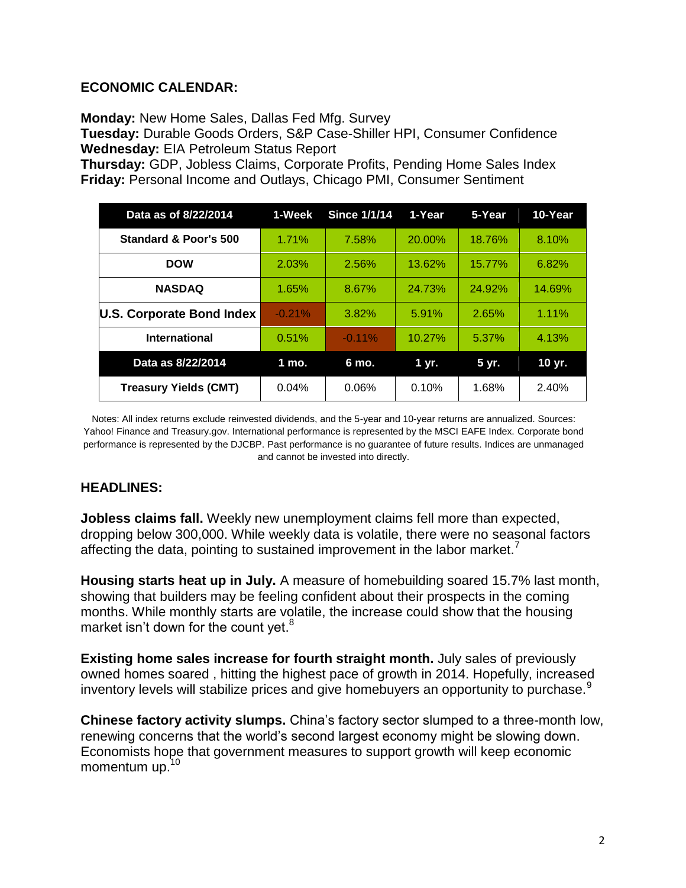## ECONOMIC CALENDAR:

**Monday:** New Home Sales, Dallas Fed Mfg. Survey
**Tuesday:** Durable Goods Orders, S&P Case-Shiller HPI, Consumer Confidence
**Wednesday:** EIA Petroleum Status Report
**Thursday:** GDP, Jobless Claims, Corporate Profits, Pending Home Sales Index
**Friday:** Personal Income and Outlays, Chicago PMI, Consumer Sentiment

| Data as of 8/22/2014 | 1-Week | Since 1/1/14 | 1-Year | 5-Year | 10-Year |
|---|---|---|---|---|---|
| Standard & Poor's 500 | 1.71% | 7.58% | 20.00% | 18.76% | 8.10% |
| DOW | 2.03% | 2.56% | 13.62% | 15.77% | 6.82% |
| NASDAQ | 1.65% | 8.67% | 24.73% | 24.92% | 14.69% |
| U.S. Corporate Bond Index | -0.21% | 3.82% | 5.91% | 2.65% | 1.11% |
| International | 0.51% | -0.11% | 10.27% | 5.37% | 4.13% |
| **Data as 8/22/2014** | **1 mo.** | **6 mo.** | **1 yr.** | **5 yr.** | **10 yr.** |
| Treasury Yields (CMT) | 0.04% | 0.06% | 0.10% | 1.68% | 2.40% |

Notes: All index returns exclude reinvested dividends, and the 5-year and 10-year returns are annualized. Sources: Yahoo! Finance and Treasury.gov. International performance is represented by the MSCI EAFE Index. Corporate bond performance is represented by the DJCBP. Past performance is no guarantee of future results. Indices are unmanaged and cannot be invested into directly.

## HEADLINES:

**Jobless claims fall.** Weekly new unemployment claims fell more than expected, dropping below 300,000. While weekly data is volatile, there were no seasonal factors affecting the data, pointing to sustained improvement in the labor market.[7]

**Housing starts heat up in July.** A measure of homebuilding soared 15.7% last month, showing that builders may be feeling confident about their prospects in the coming months. While monthly starts are volatile, the increase could show that the housing market isn't down for the count yet.[8]

**Existing home sales increase for fourth straight month.** July sales of previously owned homes soared , hitting the highest pace of growth in 2014. Hopefully, increased inventory levels will stabilize prices and give homebuyers an opportunity to purchase.[9]

**Chinese factory activity slumps.** China's factory sector slumped to a three-month low, renewing concerns that the world's second largest economy might be slowing down. Economists hope that government measures to support growth will keep economic momentum up.[10]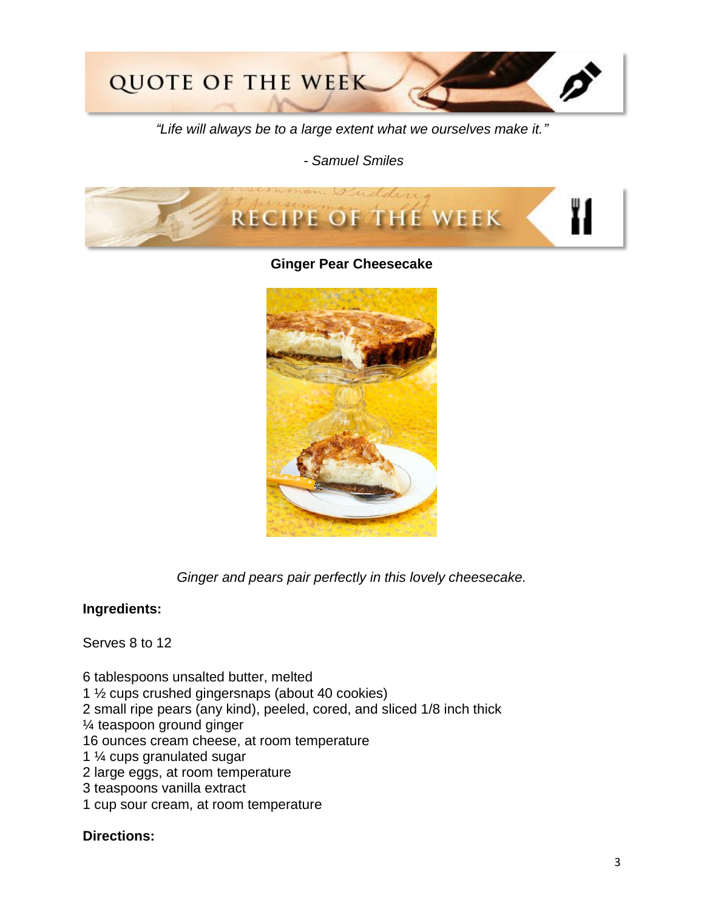## QUOTE OF THE WEEK

*"Life will always be to a large extent what we ourselves make it."*

*- Samuel Smiles*

## RECIPE OF THE WEEK

**Ginger Pear Cheesecake**

*Ginger and pears pair perfectly in this lovely cheesecake.*

**Ingredients:**

Serves 8 to 12

6 tablespoons unsalted butter, melted
1 ½ cups crushed gingersnaps (about 40 cookies)
2 small ripe pears (any kind), peeled, cored, and sliced 1/8 inch thick
¼ teaspoon ground ginger
16 ounces cream cheese, at room temperature
1 ¼ cups granulated sugar
2 large eggs, at room temperature
3 teaspoons vanilla extract
1 cup sour cream, at room temperature

**Directions:**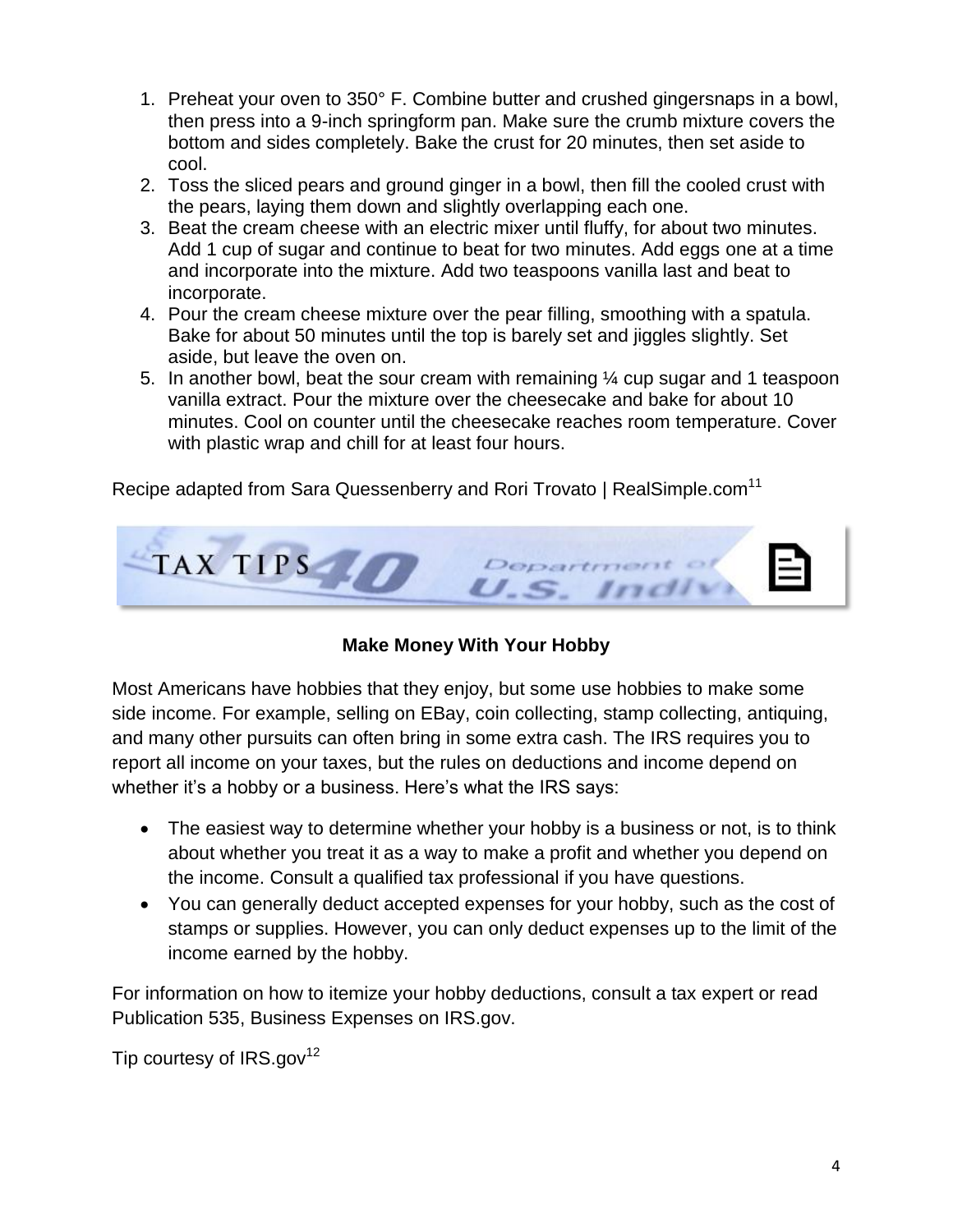1. Preheat your oven to 350° F. Combine butter and crushed gingersnaps in a bowl, then press into a 9-inch springform pan. Make sure the crumb mixture covers the bottom and sides completely. Bake the crust for 20 minutes, then set aside to cool.
2. Toss the sliced pears and ground ginger in a bowl, then fill the cooled crust with the pears, laying them down and slightly overlapping each one.
3. Beat the cream cheese with an electric mixer until fluffy, for about two minutes. Add 1 cup of sugar and continue to beat for two minutes. Add eggs one at a time and incorporate into the mixture. Add two teaspoons vanilla last and beat to incorporate.
4. Pour the cream cheese mixture over the pear filling, smoothing with a spatula. Bake for about 50 minutes until the top is barely set and jiggles slightly. Set aside, but leave the oven on.
5. In another bowl, beat the sour cream with remaining ¼ cup sugar and 1 teaspoon vanilla extract. Pour the mixture over the cheesecake and bake for about 10 minutes. Cool on counter until the cheesecake reaches room temperature. Cover with plastic wrap and chill for at least four hours.

Recipe adapted from Sara Quessenberry and Rori Trovato | RealSimple.com[11]

## TAX TIPS

### Make Money With Your Hobby

Most Americans have hobbies that they enjoy, but some use hobbies to make some side income. For example, selling on EBay, coin collecting, stamp collecting, antiquing, and many other pursuits can often bring in some extra cash. The IRS requires you to report all income on your taxes, but the rules on deductions and income depend on whether it's a hobby or a business. Here's what the IRS says:

- The easiest way to determine whether your hobby is a business or not, is to think about whether you treat it as a way to make a profit and whether you depend on the income. Consult a qualified tax professional if you have questions.
- You can generally deduct accepted expenses for your hobby, such as the cost of stamps or supplies. However, you can only deduct expenses up to the limit of the income earned by the hobby.

For information on how to itemize your hobby deductions, consult a tax expert or read Publication 535, Business Expenses on IRS.gov.

Tip courtesy of IRS.gov[12]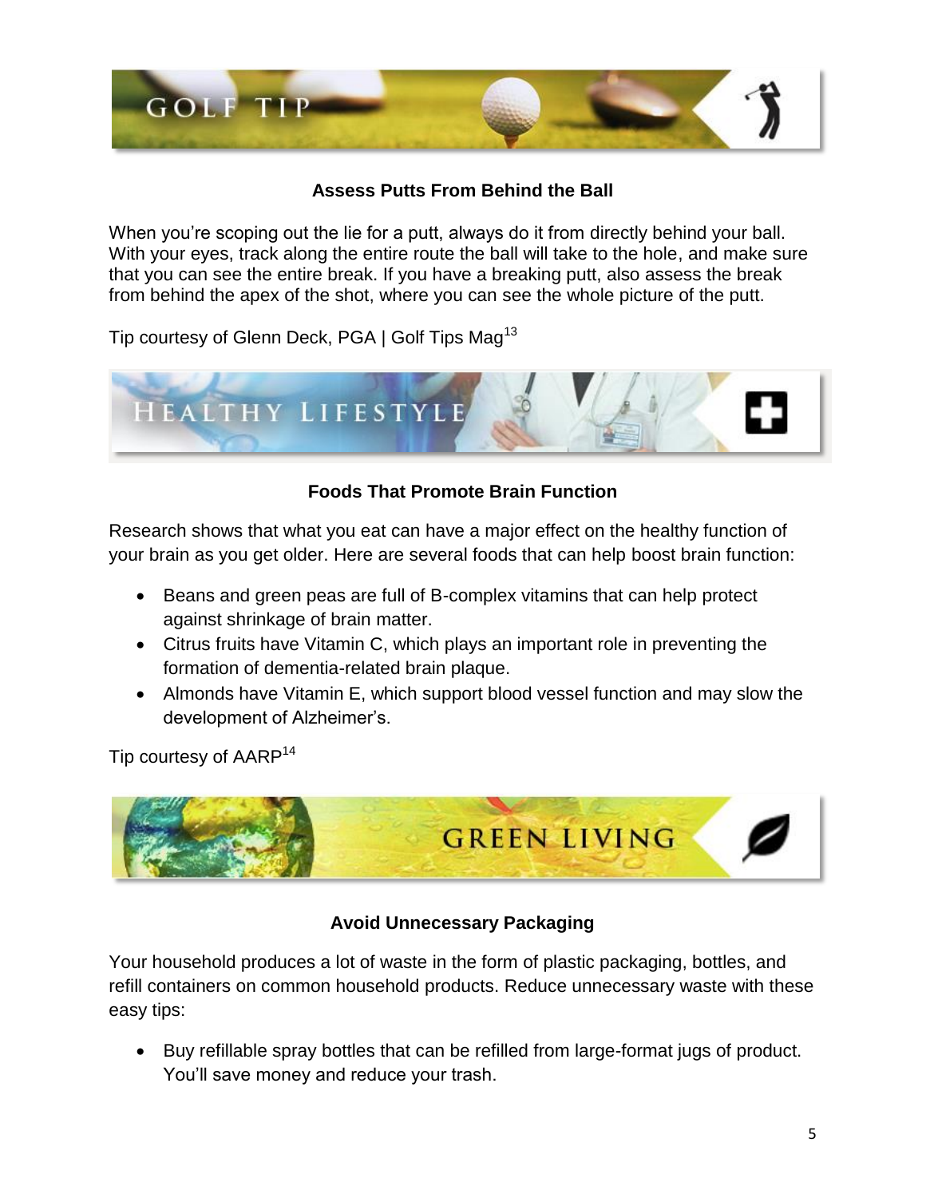## GOLF TIP

### Assess Putts From Behind the Ball

When you're scoping out the lie for a putt, always do it from directly behind your ball. With your eyes, track along the entire route the ball will take to the hole, and make sure that you can see the entire break. If you have a breaking putt, also assess the break from behind the apex of the shot, where you can see the whole picture of the putt.

Tip courtesy of Glenn Deck, PGA | Golf Tips Mag[13]

## HEALTHY LIFESTYLE

### Foods That Promote Brain Function

Research shows that what you eat can have a major effect on the healthy function of your brain as you get older. Here are several foods that can help boost brain function:

- Beans and green peas are full of B-complex vitamins that can help protect against shrinkage of brain matter.
- Citrus fruits have Vitamin C, which plays an important role in preventing the formation of dementia-related brain plaque.
- Almonds have Vitamin E, which support blood vessel function and may slow the development of Alzheimer's.

Tip courtesy of AARP[14]

## GREEN LIVING

### Avoid Unnecessary Packaging

Your household produces a lot of waste in the form of plastic packaging, bottles, and refill containers on common household products. Reduce unnecessary waste with these easy tips:

- Buy refillable spray bottles that can be refilled from large-format jugs of product. You'll save money and reduce your trash.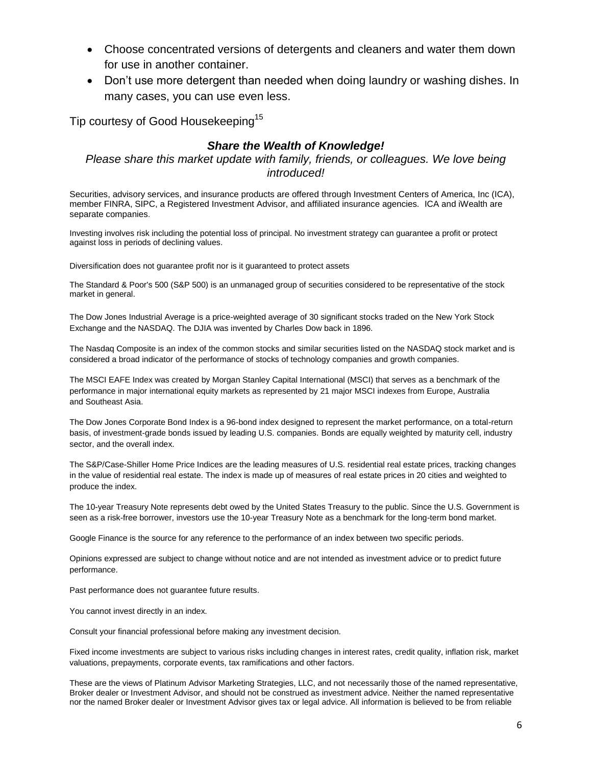- Choose concentrated versions of detergents and cleaners and water them down for use in another container.
- Don't use more detergent than needed when doing laundry or washing dishes. In many cases, you can use even less.

Tip courtesy of Good Housekeeping[15]

### *Share the Wealth of Knowledge!*

*Please share this market update with family, friends, or colleagues. We love being introduced!*

Securities, advisory services, and insurance products are offered through Investment Centers of America, Inc (ICA), member FINRA, SIPC, a Registered Investment Advisor, and affiliated insurance agencies. ICA and iWealth are separate companies.

Investing involves risk including the potential loss of principal. No investment strategy can guarantee a profit or protect against loss in periods of declining values.

Diversification does not guarantee profit nor is it guaranteed to protect assets

The Standard & Poor's 500 (S&P 500) is an unmanaged group of securities considered to be representative of the stock market in general.

The Dow Jones Industrial Average is a price-weighted average of 30 significant stocks traded on the New York Stock Exchange and the NASDAQ. The DJIA was invented by Charles Dow back in 1896.

The Nasdaq Composite is an index of the common stocks and similar securities listed on the NASDAQ stock market and is considered a broad indicator of the performance of stocks of technology companies and growth companies.

The MSCI EAFE Index was created by Morgan Stanley Capital International (MSCI) that serves as a benchmark of the performance in major international equity markets as represented by 21 major MSCI indexes from Europe, Australia and Southeast Asia.

The Dow Jones Corporate Bond Index is a 96-bond index designed to represent the market performance, on a total-return basis, of investment-grade bonds issued by leading U.S. companies. Bonds are equally weighted by maturity cell, industry sector, and the overall index.

The S&P/Case-Shiller Home Price Indices are the leading measures of U.S. residential real estate prices, tracking changes in the value of residential real estate. The index is made up of measures of real estate prices in 20 cities and weighted to produce the index.

The 10-year Treasury Note represents debt owed by the United States Treasury to the public. Since the U.S. Government is seen as a risk-free borrower, investors use the 10-year Treasury Note as a benchmark for the long-term bond market.

Google Finance is the source for any reference to the performance of an index between two specific periods.

Opinions expressed are subject to change without notice and are not intended as investment advice or to predict future performance.

Past performance does not guarantee future results.

You cannot invest directly in an index.

Consult your financial professional before making any investment decision.

Fixed income investments are subject to various risks including changes in interest rates, credit quality, inflation risk, market valuations, prepayments, corporate events, tax ramifications and other factors.

These are the views of Platinum Advisor Marketing Strategies, LLC, and not necessarily those of the named representative, Broker dealer or Investment Advisor, and should not be construed as investment advice. Neither the named representative nor the named Broker dealer or Investment Advisor gives tax or legal advice. All information is believed to be from reliable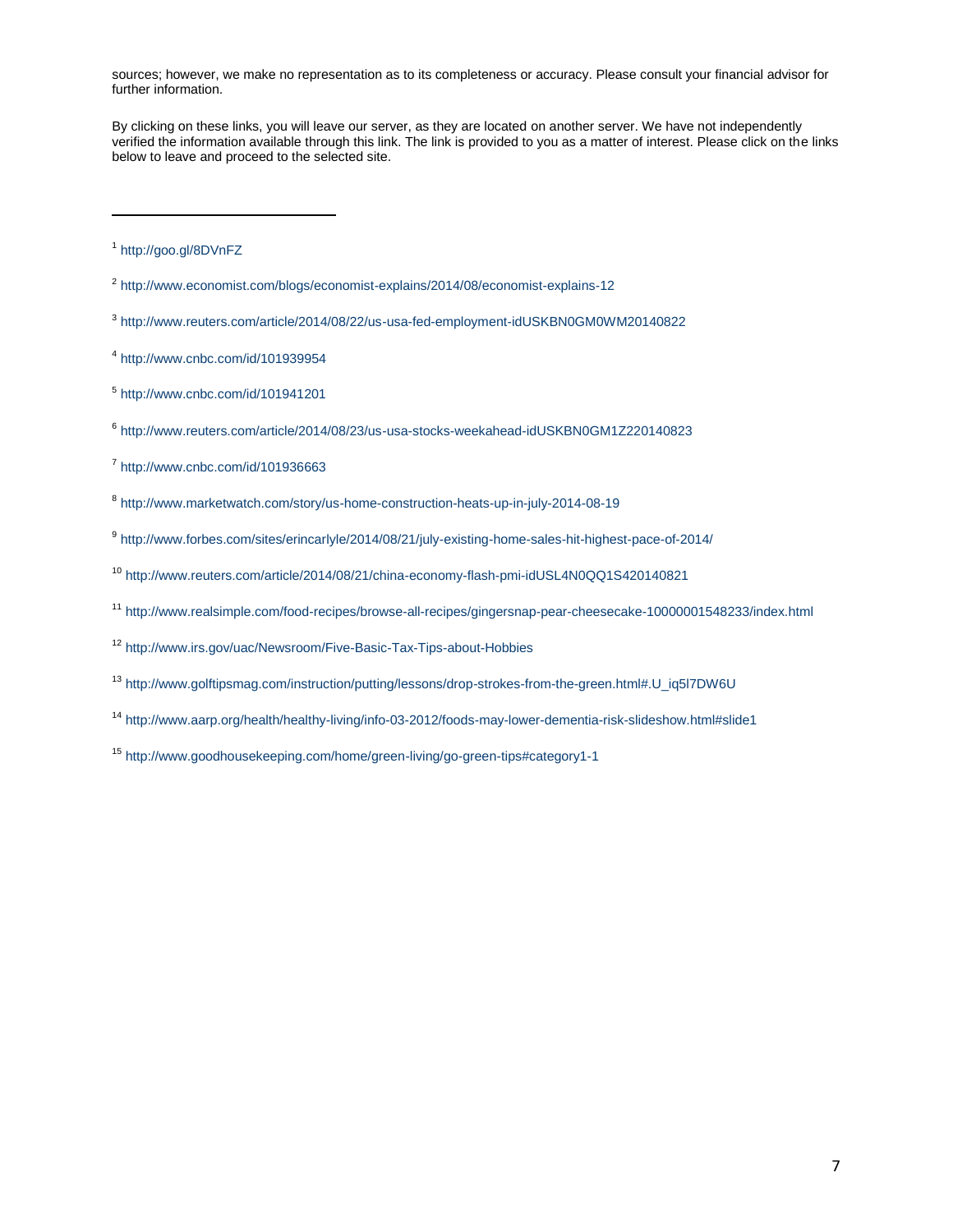sources; however, we make no representation as to its completeness or accuracy. Please consult your financial advisor for further information.

By clicking on these links, you will leave our server, as they are located on another server. We have not independently verified the information available through this link. The link is provided to you as a matter of interest. Please click on the links below to leave and proceed to the selected site.

---

[1] http://goo.gl/8DVnFZ

[2] http://www.economist.com/blogs/economist-explains/2014/08/economist-explains-12

[3] http://www.reuters.com/article/2014/08/22/us-usa-fed-employment-idUSKBN0GM0WM20140822

[4] http://www.cnbc.com/id/101939954

[5] http://www.cnbc.com/id/101941201

[6] http://www.reuters.com/article/2014/08/23/us-usa-stocks-weekahead-idUSKBN0GM1Z220140823

[7] http://www.cnbc.com/id/101936663

[8] http://www.marketwatch.com/story/us-home-construction-heats-up-in-july-2014-08-19

[9] http://www.forbes.com/sites/erincarlyle/2014/08/21/july-existing-home-sales-hit-highest-pace-of-2014/

[10] http://www.reuters.com/article/2014/08/21/china-economy-flash-pmi-idUSL4N0QQ1S420140821

[11] http://www.realsimple.com/food-recipes/browse-all-recipes/gingersnap-pear-cheesecake-10000001548233/index.html

[12] http://www.irs.gov/uac/Newsroom/Five-Basic-Tax-Tips-about-Hobbies

[13] http://www.golftipsmag.com/instruction/putting/lessons/drop-strokes-from-the-green.html#.U_iq5l7DW6U

[14] http://www.aarp.org/health/healthy-living/info-03-2012/foods-may-lower-dementia-risk-slideshow.html#slide1

[15] http://www.goodhousekeeping.com/home/green-living/go-green-tips#category1-1